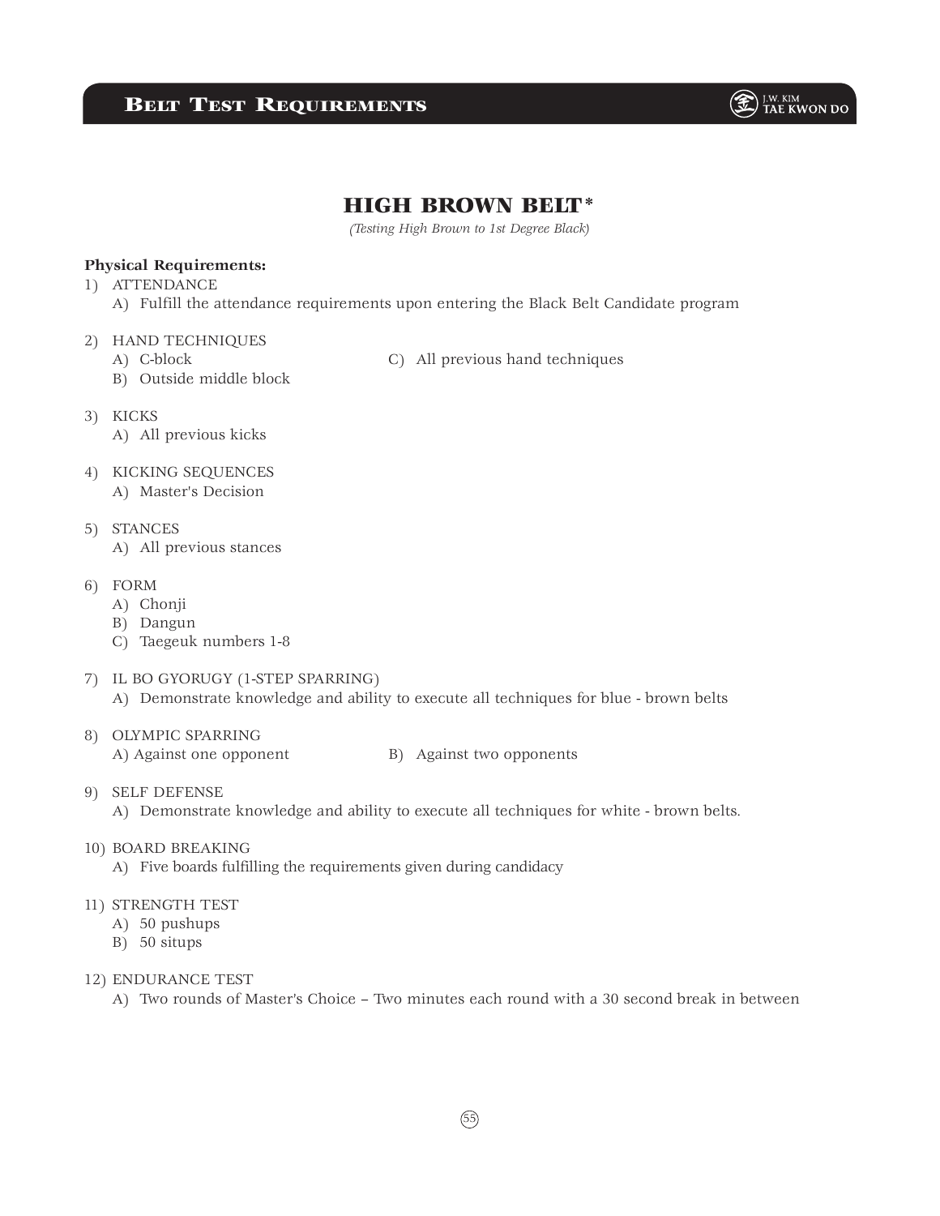# HIGH BROWN BELT*

*(Testing High Brown to 1st Degree Black)*

**Physical Requirements:**

1) ATTENDANCE
   A) Fulfill the attendance requirements upon entering the Black Belt Candidate program

2) HAND TECHNIQUES
   A) C-block
   B) Outside middle block
   C) All previous hand techniques

3) KICKS
   A) All previous kicks

4) KICKING SEQUENCES
   A) Master's Decision

5) STANCES
   A) All previous stances

6) FORM
   A) Chonji
   B) Dangun
   C) Taegeuk numbers 1-8

7) IL BO GYORUGY (1-STEP SPARRING)
   A) Demonstrate knowledge and ability to execute all techniques for blue - brown belts

8) OLYMPIC SPARRING
   A) Against one opponent
   B) Against two opponents

9) SELF DEFENSE
   A) Demonstrate knowledge and ability to execute all techniques for white - brown belts.

10) BOARD BREAKING
    A) Five boards fulfilling the requirements given during candidacy

11) STRENGTH TEST
    A) 50 pushups
    B) 50 situps

12) ENDURANCE TEST
    A) Two rounds of Master's Choice – Two minutes each round with a 30 second break in between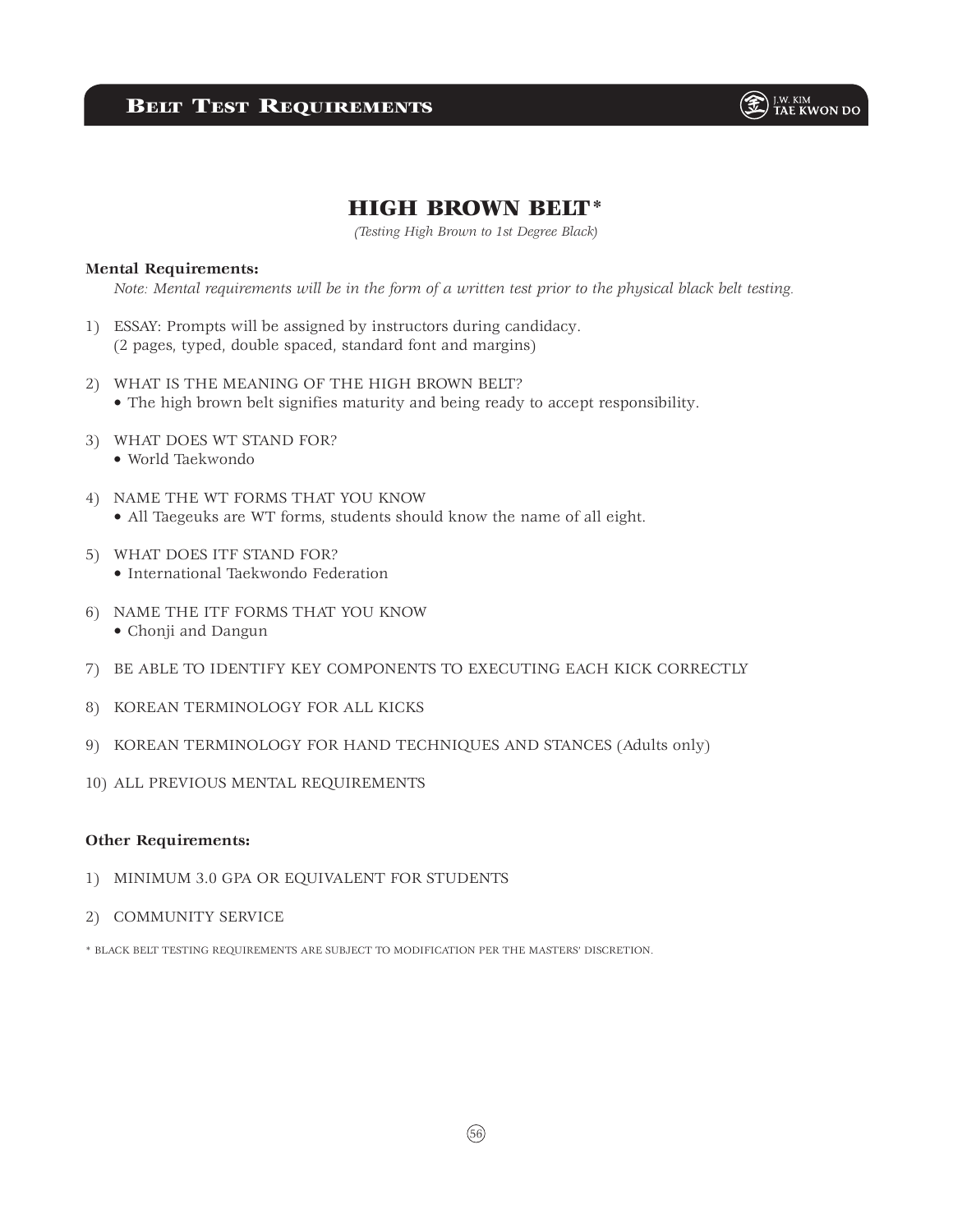# HIGH BROWN BELT*

*(Testing High Brown to 1st Degree Black)*

**Mental Requirements:**

*Note: Mental requirements will be in the form of a written test prior to the physical black belt testing.*

1) ESSAY: Prompts will be assigned by instructors during candidacy.
   (2 pages, typed, double spaced, standard font and margins)

2) WHAT IS THE MEANING OF THE HIGH BROWN BELT?
   • The high brown belt signifies maturity and being ready to accept responsibility.

3) WHAT DOES WT STAND FOR?
   • World Taekwondo

4) NAME THE WT FORMS THAT YOU KNOW
   • All Taegeuks are WT forms, students should know the name of all eight.

5) WHAT DOES ITF STAND FOR?
   • International Taekwondo Federation

6) NAME THE ITF FORMS THAT YOU KNOW
   • Chonji and Dangun

7) BE ABLE TO IDENTIFY KEY COMPONENTS TO EXECUTING EACH KICK CORRECTLY

8) KOREAN TERMINOLOGY FOR ALL KICKS

9) KOREAN TERMINOLOGY FOR HAND TECHNIQUES AND STANCES (Adults only)

10) ALL PREVIOUS MENTAL REQUIREMENTS

**Other Requirements:**

1) MINIMUM 3.0 GPA OR EQUIVALENT FOR STUDENTS

2) COMMUNITY SERVICE

* BLACK BELT TESTING REQUIREMENTS ARE SUBJECT TO MODIFICATION PER THE MASTERS' DISCRETION.